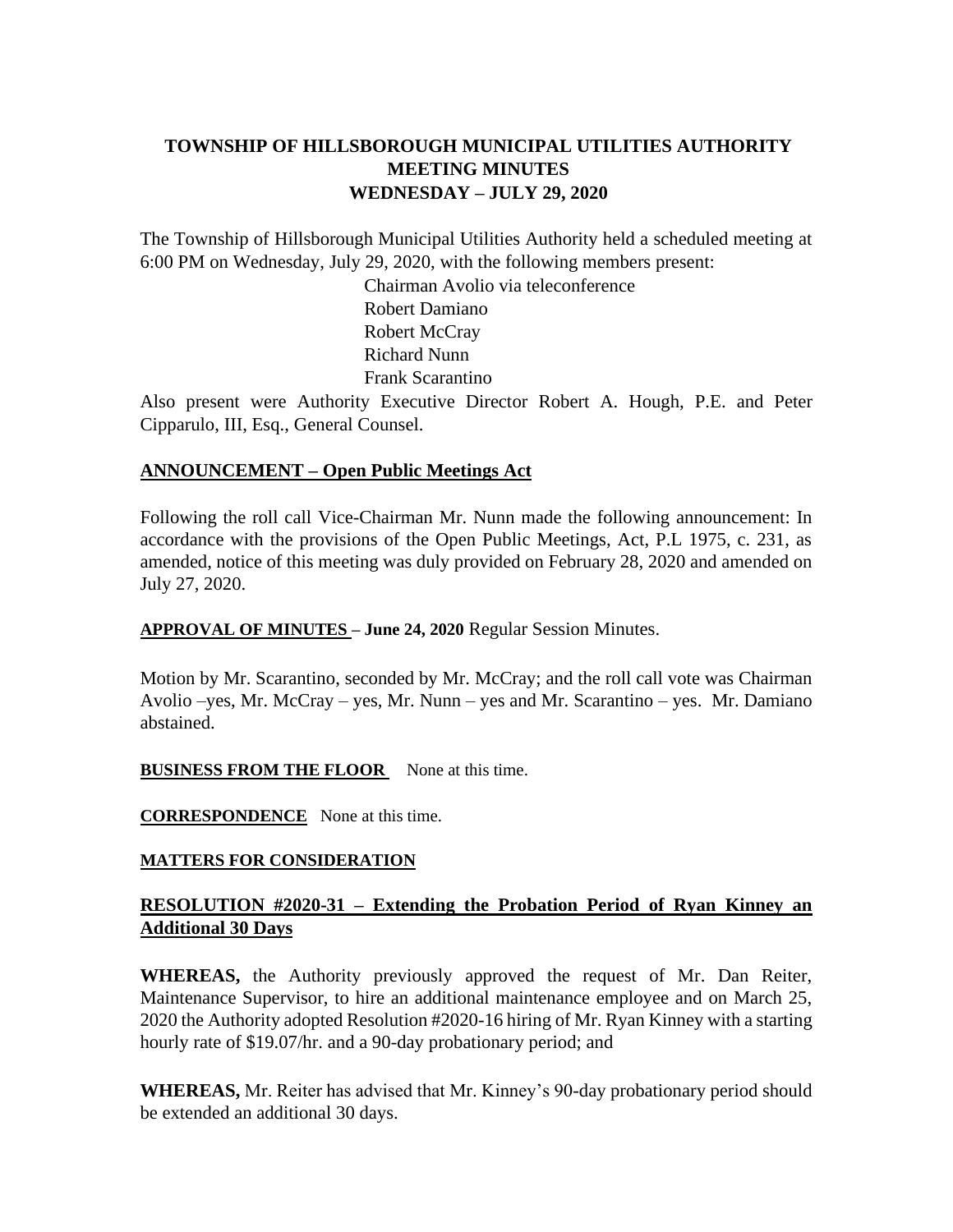# TOWNSHIP OF HILLSBOROUGH MUNICIPAL UTILITIES AUTHORITY MEETING MINUTES WEDNESDAY – JULY 29, 2020

The Township of Hillsborough Municipal Utilities Authority held a scheduled meeting at 6:00 PM on Wednesday, July 29, 2020, with the following members present:

Chairman Avolio via teleconference
Robert Damiano
Robert McCray
Richard Nunn
Frank Scarantino

Also present were Authority Executive Director Robert A. Hough, P.E. and Peter Cipparulo, III, Esq., General Counsel.

## ANNOUNCEMENT – Open Public Meetings Act

Following the roll call Vice-Chairman Mr. Nunn made the following announcement: In accordance with the provisions of the Open Public Meetings, Act, P.L 1975, c. 231, as amended, notice of this meeting was duly provided on February 28, 2020 and amended on July 27, 2020.

**APPROVAL OF MINUTES – June 24, 2020** Regular Session Minutes.

Motion by Mr. Scarantino, seconded by Mr. McCray; and the roll call vote was Chairman Avolio –yes, Mr. McCray – yes, Mr. Nunn – yes and Mr. Scarantino – yes. Mr. Damiano abstained.

**BUSINESS FROM THE FLOOR** None at this time.

**CORRESPONDENCE** None at this time.

**MATTERS FOR CONSIDERATION**

## RESOLUTION #2020-31 – Extending the Probation Period of Ryan Kinney an Additional 30 Days

**WHEREAS,** the Authority previously approved the request of Mr. Dan Reiter, Maintenance Supervisor, to hire an additional maintenance employee and on March 25, 2020 the Authority adopted Resolution #2020-16 hiring of Mr. Ryan Kinney with a starting hourly rate of \$19.07/hr. and a 90-day probationary period; and

**WHEREAS,** Mr. Reiter has advised that Mr. Kinney's 90-day probationary period should be extended an additional 30 days.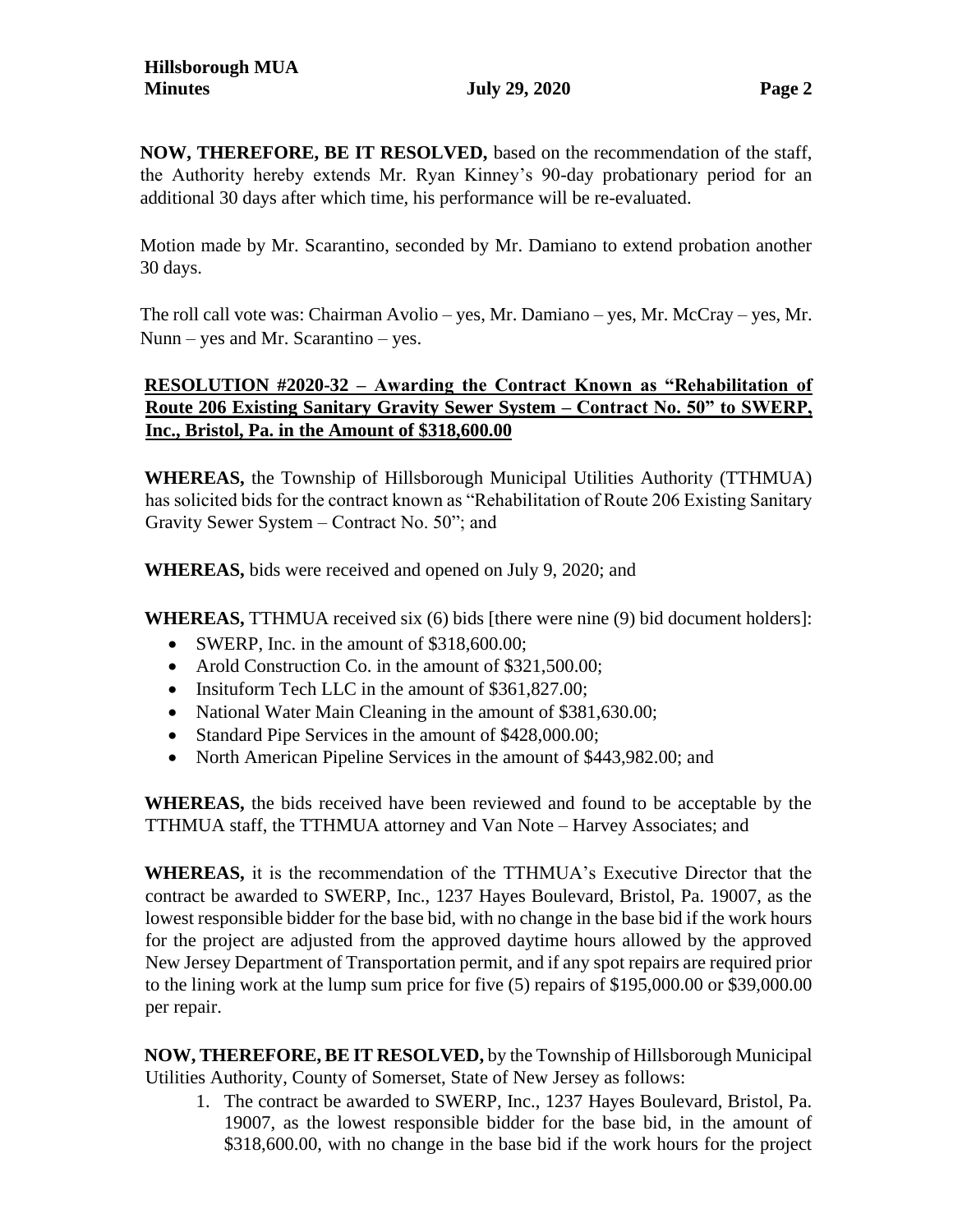**NOW, THEREFORE, BE IT RESOLVED,** based on the recommendation of the staff, the Authority hereby extends Mr. Ryan Kinney's 90-day probationary period for an additional 30 days after which time, his performance will be re-evaluated.

Motion made by Mr. Scarantino, seconded by Mr. Damiano to extend probation another 30 days.

The roll call vote was: Chairman Avolio – yes, Mr. Damiano – yes, Mr. McCray – yes, Mr. Nunn – yes and Mr. Scarantino – yes.

**RESOLUTION #2020-32 – Awarding the Contract Known as "Rehabilitation of Route 206 Existing Sanitary Gravity Sewer System – Contract No. 50" to SWERP, Inc., Bristol, Pa. in the Amount of $318,600.00**

**WHEREAS,** the Township of Hillsborough Municipal Utilities Authority (TTHMUA) has solicited bids for the contract known as "Rehabilitation of Route 206 Existing Sanitary Gravity Sewer System – Contract No. 50"; and

**WHEREAS,** bids were received and opened on July 9, 2020; and

**WHEREAS,** TTHMUA received six (6) bids [there were nine (9) bid document holders]:

- SWERP, Inc. in the amount of $318,600.00;
- Arold Construction Co. in the amount of $321,500.00;
- Insituform Tech LLC in the amount of $361,827.00;
- National Water Main Cleaning in the amount of $381,630.00;
- Standard Pipe Services in the amount of $428,000.00;
- North American Pipeline Services in the amount of $443,982.00; and

**WHEREAS,** the bids received have been reviewed and found to be acceptable by the TTHMUA staff, the TTHMUA attorney and Van Note – Harvey Associates; and

**WHEREAS,** it is the recommendation of the TTHMUA's Executive Director that the contract be awarded to SWERP, Inc., 1237 Hayes Boulevard, Bristol, Pa. 19007, as the lowest responsible bidder for the base bid, with no change in the base bid if the work hours for the project are adjusted from the approved daytime hours allowed by the approved New Jersey Department of Transportation permit, and if any spot repairs are required prior to the lining work at the lump sum price for five (5) repairs of $195,000.00 or $39,000.00 per repair.

**NOW, THEREFORE, BE IT RESOLVED,** by the Township of Hillsborough Municipal Utilities Authority, County of Somerset, State of New Jersey as follows:

1. The contract be awarded to SWERP, Inc., 1237 Hayes Boulevard, Bristol, Pa. 19007, as the lowest responsible bidder for the base bid, in the amount of $318,600.00, with no change in the base bid if the work hours for the project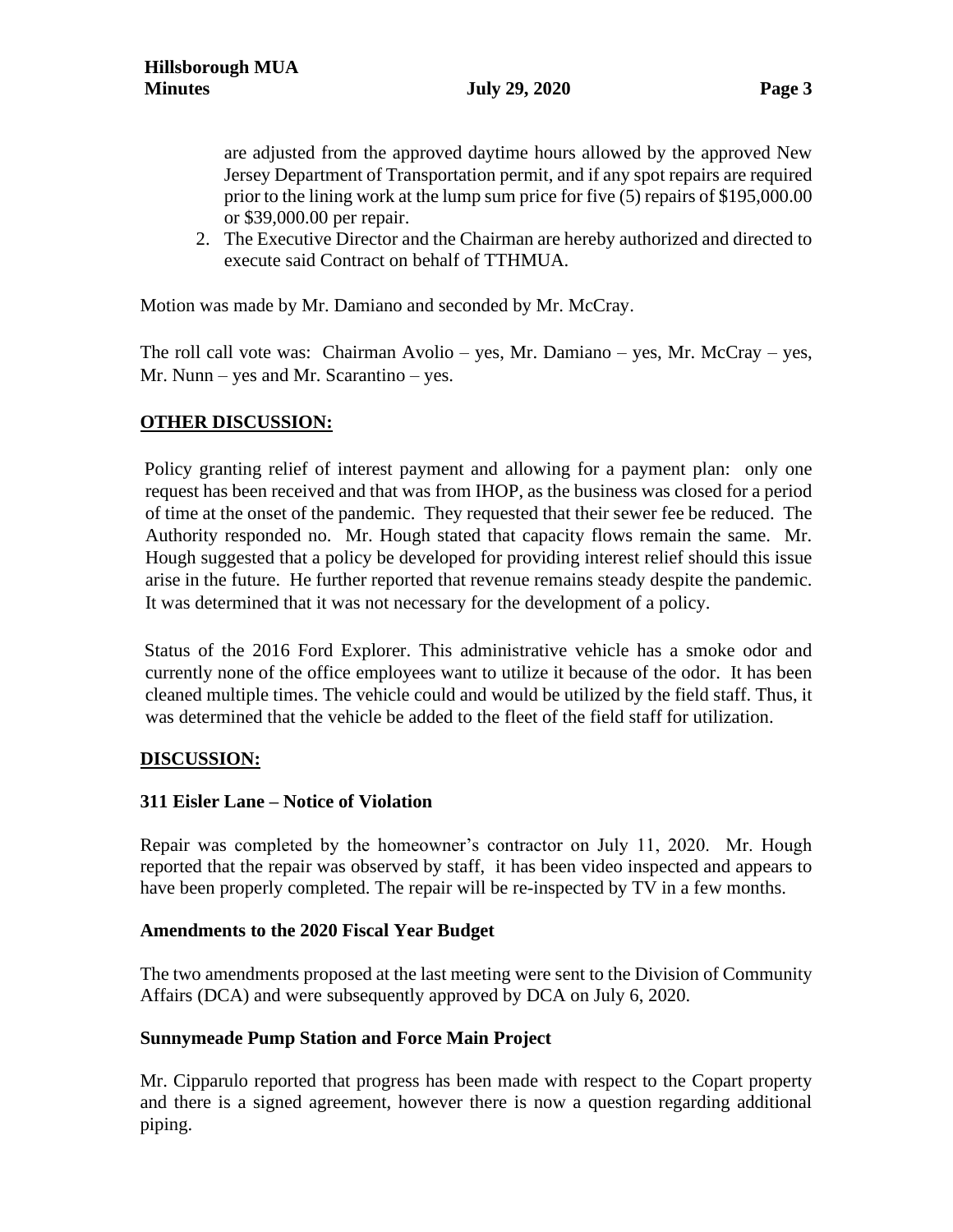are adjusted from the approved daytime hours allowed by the approved New Jersey Department of Transportation permit, and if any spot repairs are required prior to the lining work at the lump sum price for five (5) repairs of $195,000.00 or $39,000.00 per repair.

2. The Executive Director and the Chairman are hereby authorized and directed to execute said Contract on behalf of TTHMUA.

Motion was made by Mr. Damiano and seconded by Mr. McCray.

The roll call vote was: Chairman Avolio – yes, Mr. Damiano – yes, Mr. McCray – yes, Mr. Nunn – yes and Mr. Scarantino – yes.

## OTHER DISCUSSION:

Policy granting relief of interest payment and allowing for a payment plan: only one request has been received and that was from IHOP, as the business was closed for a period of time at the onset of the pandemic. They requested that their sewer fee be reduced. The Authority responded no. Mr. Hough stated that capacity flows remain the same. Mr. Hough suggested that a policy be developed for providing interest relief should this issue arise in the future. He further reported that revenue remains steady despite the pandemic. It was determined that it was not necessary for the development of a policy.

Status of the 2016 Ford Explorer. This administrative vehicle has a smoke odor and currently none of the office employees want to utilize it because of the odor. It has been cleaned multiple times. The vehicle could and would be utilized by the field staff. Thus, it was determined that the vehicle be added to the fleet of the field staff for utilization.

## DISCUSSION:

### 311 Eisler Lane – Notice of Violation

Repair was completed by the homeowner's contractor on July 11, 2020. Mr. Hough reported that the repair was observed by staff, it has been video inspected and appears to have been properly completed. The repair will be re-inspected by TV in a few months.

### Amendments to the 2020 Fiscal Year Budget

The two amendments proposed at the last meeting were sent to the Division of Community Affairs (DCA) and were subsequently approved by DCA on July 6, 2020.

### Sunnymeade Pump Station and Force Main Project

Mr. Cipparulo reported that progress has been made with respect to the Copart property and there is a signed agreement, however there is now a question regarding additional piping.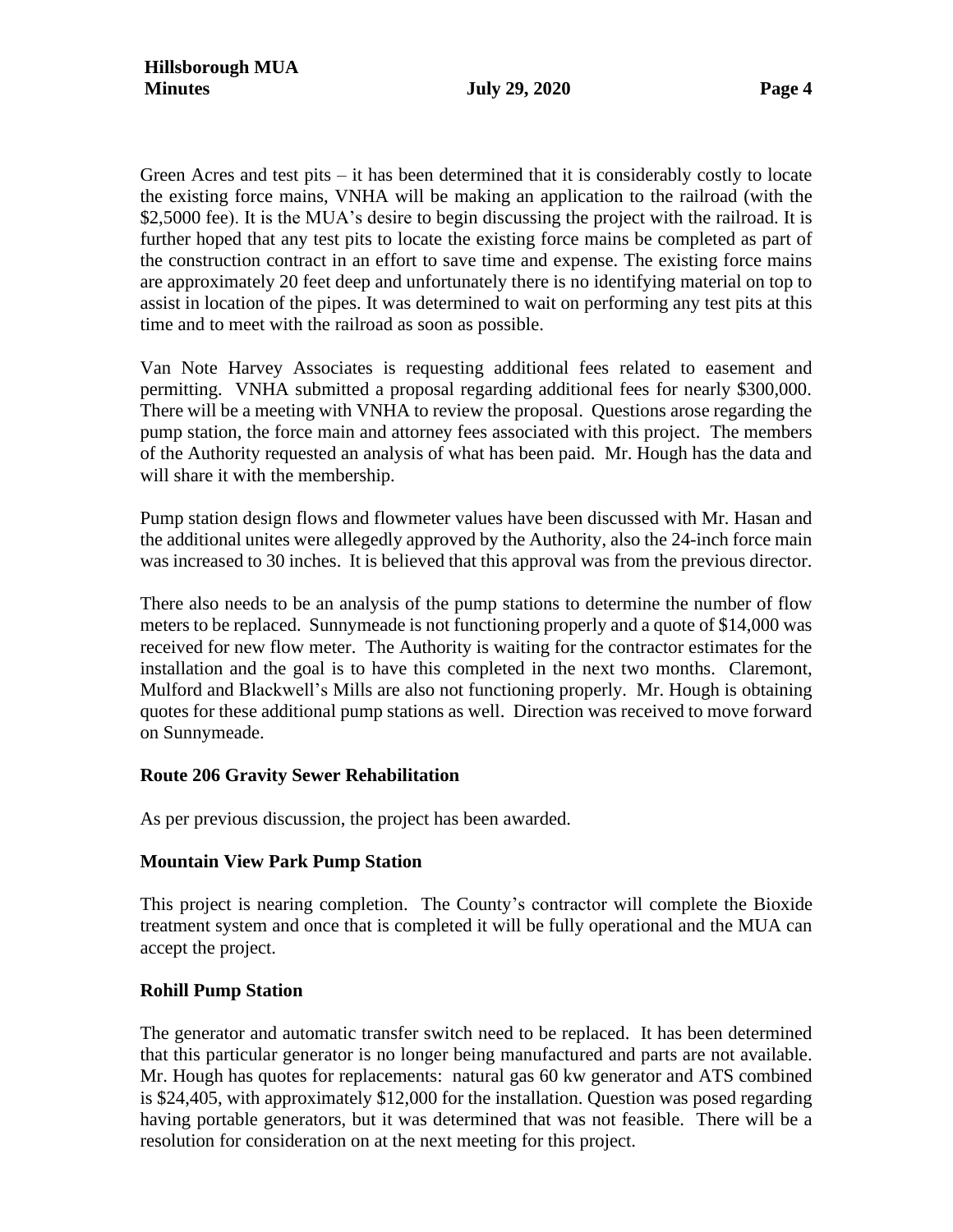Green Acres and test pits – it has been determined that it is considerably costly to locate the existing force mains, VNHA will be making an application to the railroad (with the $2,5000 fee). It is the MUA's desire to begin discussing the project with the railroad. It is further hoped that any test pits to locate the existing force mains be completed as part of the construction contract in an effort to save time and expense. The existing force mains are approximately 20 feet deep and unfortunately there is no identifying material on top to assist in location of the pipes. It was determined to wait on performing any test pits at this time and to meet with the railroad as soon as possible.

Van Note Harvey Associates is requesting additional fees related to easement and permitting. VNHA submitted a proposal regarding additional fees for nearly $300,000. There will be a meeting with VNHA to review the proposal. Questions arose regarding the pump station, the force main and attorney fees associated with this project. The members of the Authority requested an analysis of what has been paid. Mr. Hough has the data and will share it with the membership.

Pump station design flows and flowmeter values have been discussed with Mr. Hasan and the additional unites were allegedly approved by the Authority, also the 24-inch force main was increased to 30 inches. It is believed that this approval was from the previous director.

There also needs to be an analysis of the pump stations to determine the number of flow meters to be replaced. Sunnymeade is not functioning properly and a quote of $14,000 was received for new flow meter. The Authority is waiting for the contractor estimates for the installation and the goal is to have this completed in the next two months. Claremont, Mulford and Blackwell's Mills are also not functioning properly. Mr. Hough is obtaining quotes for these additional pump stations as well. Direction was received to move forward on Sunnymeade.

**Route 206 Gravity Sewer Rehabilitation**

As per previous discussion, the project has been awarded.

**Mountain View Park Pump Station**

This project is nearing completion. The County's contractor will complete the Bioxide treatment system and once that is completed it will be fully operational and the MUA can accept the project.

**Rohill Pump Station**

The generator and automatic transfer switch need to be replaced. It has been determined that this particular generator is no longer being manufactured and parts are not available. Mr. Hough has quotes for replacements: natural gas 60 kw generator and ATS combined is $24,405, with approximately $12,000 for the installation. Question was posed regarding having portable generators, but it was determined that was not feasible. There will be a resolution for consideration on at the next meeting for this project.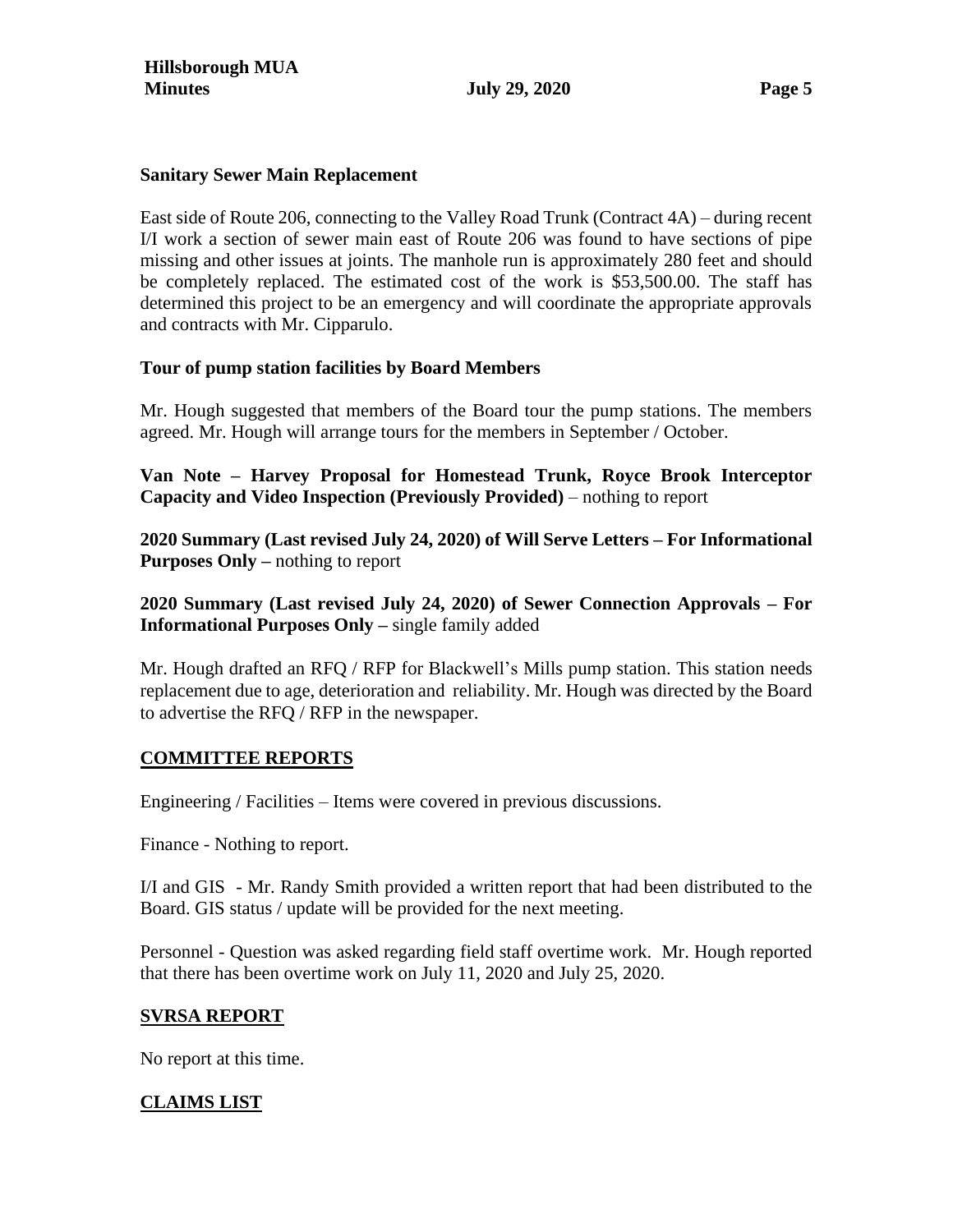**Sanitary Sewer Main Replacement**

East side of Route 206, connecting to the Valley Road Trunk (Contract 4A) – during recent I/I work a section of sewer main east of Route 206 was found to have sections of pipe missing and other issues at joints. The manhole run is approximately 280 feet and should be completely replaced. The estimated cost of the work is $53,500.00. The staff has determined this project to be an emergency and will coordinate the appropriate approvals and contracts with Mr. Cipparulo.

**Tour of pump station facilities by Board Members**

Mr. Hough suggested that members of the Board tour the pump stations. The members agreed. Mr. Hough will arrange tours for the members in September / October.

**Van Note – Harvey Proposal for Homestead Trunk, Royce Brook Interceptor Capacity and Video Inspection (Previously Provided)** – nothing to report

**2020 Summary (Last revised July 24, 2020) of Will Serve Letters – For Informational Purposes Only –** nothing to report

**2020 Summary (Last revised July 24, 2020) of Sewer Connection Approvals – For Informational Purposes Only –** single family added

Mr. Hough drafted an RFQ / RFP for Blackwell's Mills pump station. This station needs replacement due to age, deterioration and reliability. Mr. Hough was directed by the Board to advertise the RFQ / RFP in the newspaper.

## COMMITTEE REPORTS

Engineering / Facilities – Items were covered in previous discussions.

Finance - Nothing to report.

I/I and GIS - Mr. Randy Smith provided a written report that had been distributed to the Board. GIS status / update will be provided for the next meeting.

Personnel - Question was asked regarding field staff overtime work. Mr. Hough reported that there has been overtime work on July 11, 2020 and July 25, 2020.

## SVRSA REPORT

No report at this time.

## CLAIMS LIST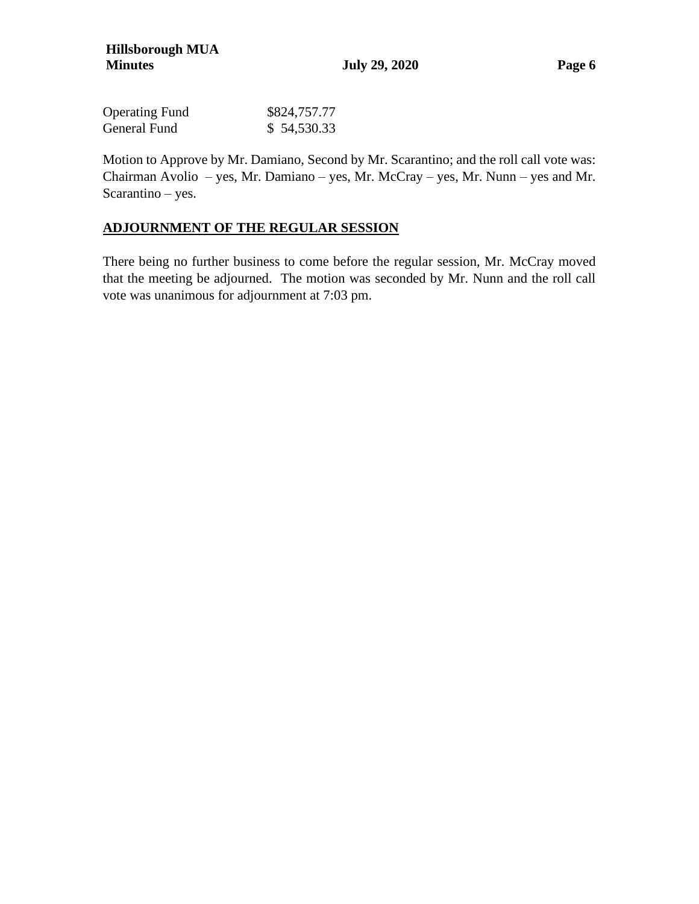| | |
|---|---|
| Operating Fund | \$824,757.77 |
| General Fund | \$ 54,530.33 |

Motion to Approve by Mr. Damiano, Second by Mr. Scarantino; and the roll call vote was: Chairman Avolio – yes, Mr. Damiano – yes, Mr. McCray – yes, Mr. Nunn – yes and Mr. Scarantino – yes.

## ADJOURNMENT OF THE REGULAR SESSION

There being no further business to come before the regular session, Mr. McCray moved that the meeting be adjourned. The motion was seconded by Mr. Nunn and the roll call vote was unanimous for adjournment at 7:03 pm.